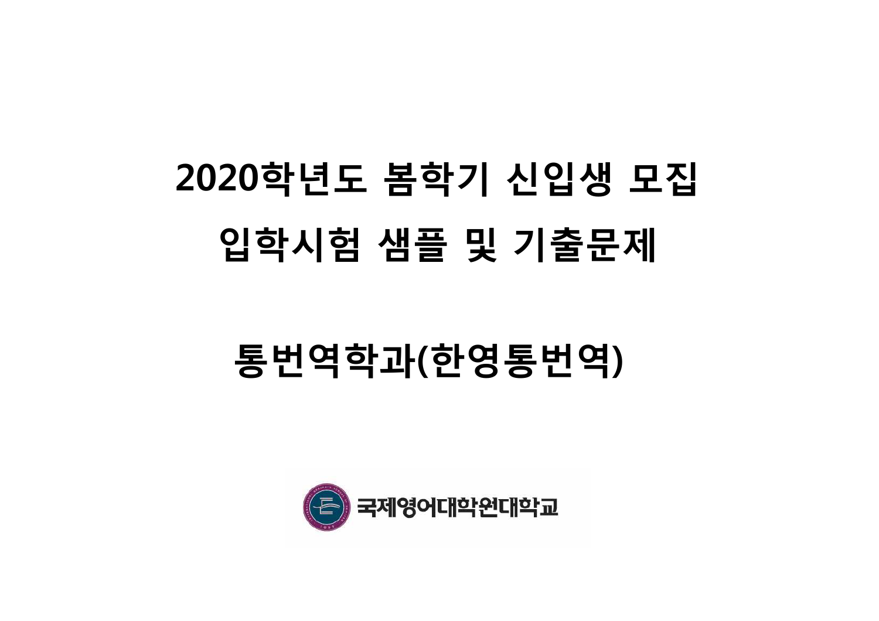# 2020학년도 봄학기 신입생 모집

# 입학시험 샘플 및 기출문제

## 통번역학과(한영통번역)

국제영어대학원대학교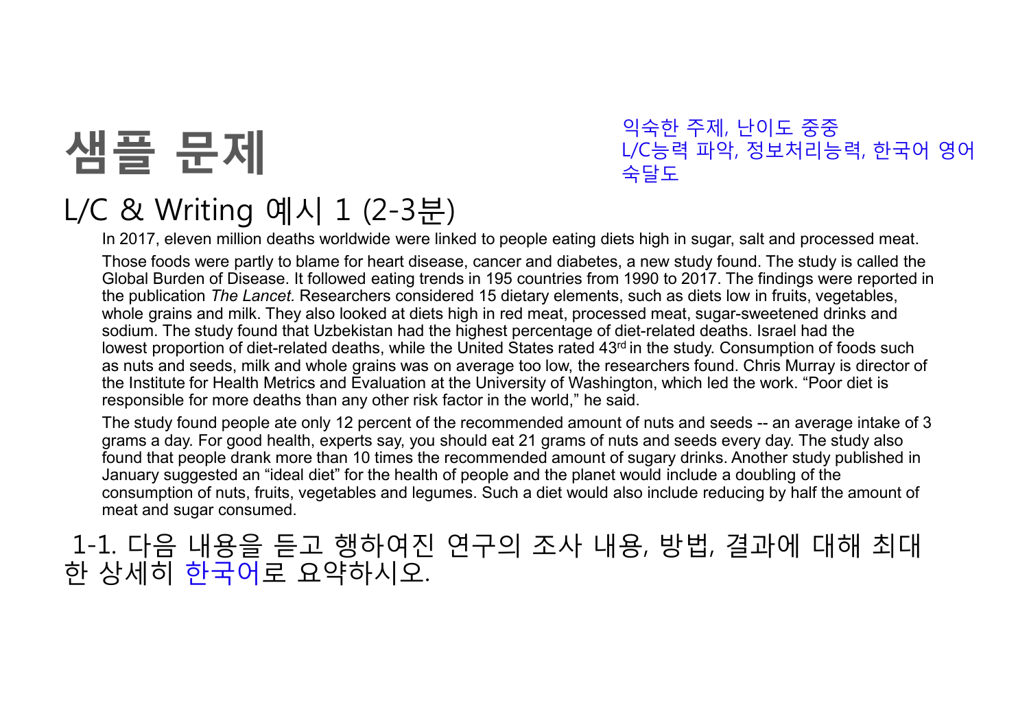# 샘플 문제

익숙한 주제, 난이도 중중
L/C능력 파악, 정보처리능력, 한국어 영어 숙달도

## L/C & Writing 예시 1 (2-3분)

In 2017, eleven million deaths worldwide were linked to people eating diets high in sugar, salt and processed meat.

Those foods were partly to blame for heart disease, cancer and diabetes, a new study found. The study is called the Global Burden of Disease. It followed eating trends in 195 countries from 1990 to 2017. The findings were reported in the publication *The Lancet.* Researchers considered 15 dietary elements, such as diets low in fruits, vegetables, whole grains and milk. They also looked at diets high in red meat, processed meat, sugar-sweetened drinks and sodium. The study found that Uzbekistan had the highest percentage of diet-related deaths. Israel had the lowest proportion of diet-related deaths, while the United States rated 43rd in the study. Consumption of foods such as nuts and seeds, milk and whole grains was on average too low, the researchers found. Chris Murray is director of the Institute for Health Metrics and Evaluation at the University of Washington, which led the work. “Poor diet is responsible for more deaths than any other risk factor in the world,” he said.

The study found people ate only 12 percent of the recommended amount of nuts and seeds -- an average intake of 3 grams a day. For good health, experts say, you should eat 21 grams of nuts and seeds every day. The study also found that people drank more than 10 times the recommended amount of sugary drinks. Another study published in January suggested an “ideal diet” for the health of people and the planet would include a doubling of the consumption of nuts, fruits, vegetables and legumes. Such a diet would also include reducing by half the amount of meat and sugar consumed.

1-1. 다음 내용을 듣고 행하여진 연구의 조사 내용, 방법, 결과에 대해 최대한 상세히 한국어로 요약하시오.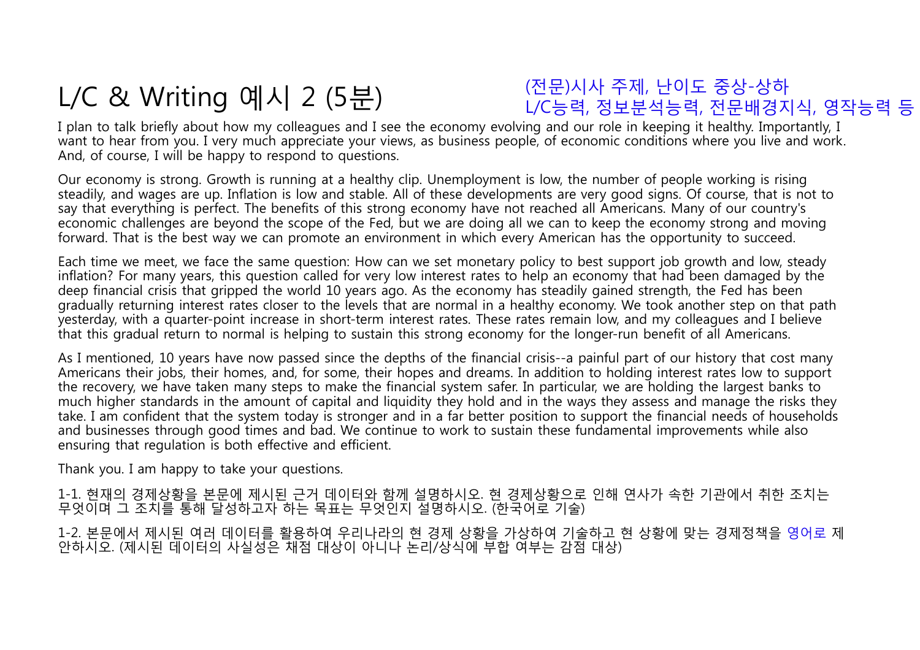# L/C & Writing 예시 2 (5분)

(전문)시사 주제, 난이도 중상-상하
L/C능력, 정보분석능력, 전문배경지식, 영작능력 등

I plan to talk briefly about how my colleagues and I see the economy evolving and our role in keeping it healthy. Importantly, I want to hear from you. I very much appreciate your views, as business people, of economic conditions where you live and work. And, of course, I will be happy to respond to questions.

Our economy is strong. Growth is running at a healthy clip. Unemployment is low, the number of people working is rising steadily, and wages are up. Inflation is low and stable. All of these developments are very good signs. Of course, that is not to say that everything is perfect. The benefits of this strong economy have not reached all Americans. Many of our country's economic challenges are beyond the scope of the Fed, but we are doing all we can to keep the economy strong and moving forward. That is the best way we can promote an environment in which every American has the opportunity to succeed.

Each time we meet, we face the same question: How can we set monetary policy to best support job growth and low, steady inflation? For many years, this question called for very low interest rates to help an economy that had been damaged by the deep financial crisis that gripped the world 10 years ago. As the economy has steadily gained strength, the Fed has been gradually returning interest rates closer to the levels that are normal in a healthy economy. We took another step on that path yesterday, with a quarter-point increase in short-term interest rates. These rates remain low, and my colleagues and I believe that this gradual return to normal is helping to sustain this strong economy for the longer-run benefit of all Americans.

As I mentioned, 10 years have now passed since the depths of the financial crisis--a painful part of our history that cost many Americans their jobs, their homes, and, for some, their hopes and dreams. In addition to holding interest rates low to support the recovery, we have taken many steps to make the financial system safer. In particular, we are holding the largest banks to much higher standards in the amount of capital and liquidity they hold and in the ways they assess and manage the risks they take. I am confident that the system today is stronger and in a far better position to support the financial needs of households and businesses through good times and bad. We continue to work to sustain these fundamental improvements while also ensuring that regulation is both effective and efficient.

Thank you. I am happy to take your questions.

1-1. 현재의 경제상황을 본문에 제시된 근거 데이터와 함께 설명하시오. 현 경제상황으로 인해 연사가 속한 기관에서 취한 조치는 무엇이며 그 조치를 통해 달성하고자 하는 목표는 무엇인지 설명하시오. (한국어로 기술)

1-2. 본문에서 제시된 여러 데이터를 활용하여 우리나라의 현 경제 상황을 가상하여 기술하고 현 상황에 맞는 경제정책을 영어로 제안하시오. (제시된 데이터의 사실성은 채점 대상이 아니나 논리/상식에 부합 여부는 감점 대상)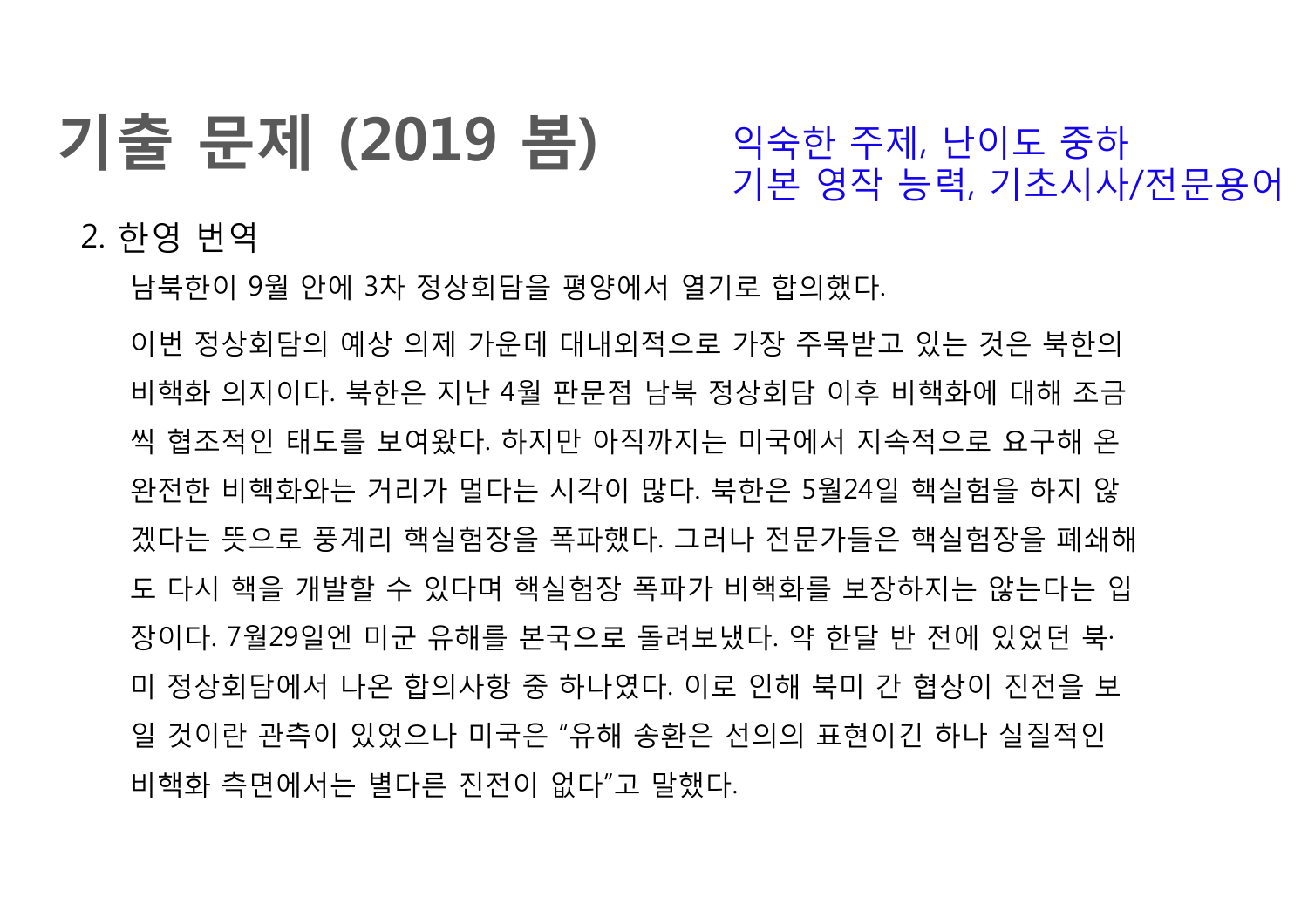# 기출 문제 (2019 봄)

익숙한 주제, 난이도 중하
기본 영작 능력, 기초시사/전문용어

2. 한영 번역

남북한이 9월 안에 3차 정상회담을 평양에서 열기로 합의했다.

이번 정상회담의 예상 의제 가운데 대내외적으로 가장 주목받고 있는 것은 북한의 비핵화 의지이다. 북한은 지난 4월 판문점 남북 정상회담 이후 비핵화에 대해 조금씩 협조적인 태도를 보여왔다. 하지만 아직까지는 미국에서 지속적으로 요구해 온 완전한 비핵화와는 거리가 멀다는 시각이 많다. 북한은 5월24일 핵실험을 하지 않겠다는 뜻으로 풍계리 핵실험장을 폭파했다. 그러나 전문가들은 핵실험장을 폐쇄해도 다시 핵을 개발할 수 있다며 핵실험장 폭파가 비핵화를 보장하지는 않는다는 입장이다. 7월29일엔 미군 유해를 본국으로 돌려보냈다. 약 한달 반 전에 있었던 북·미 정상회담에서 나온 합의사항 중 하나였다. 이로 인해 북미 간 협상이 진전을 보일 것이란 관측이 있었으나 미국은 "유해 송환은 선의의 표현이긴 하나 실질적인 비핵화 측면에서는 별다른 진전이 없다"고 말했다.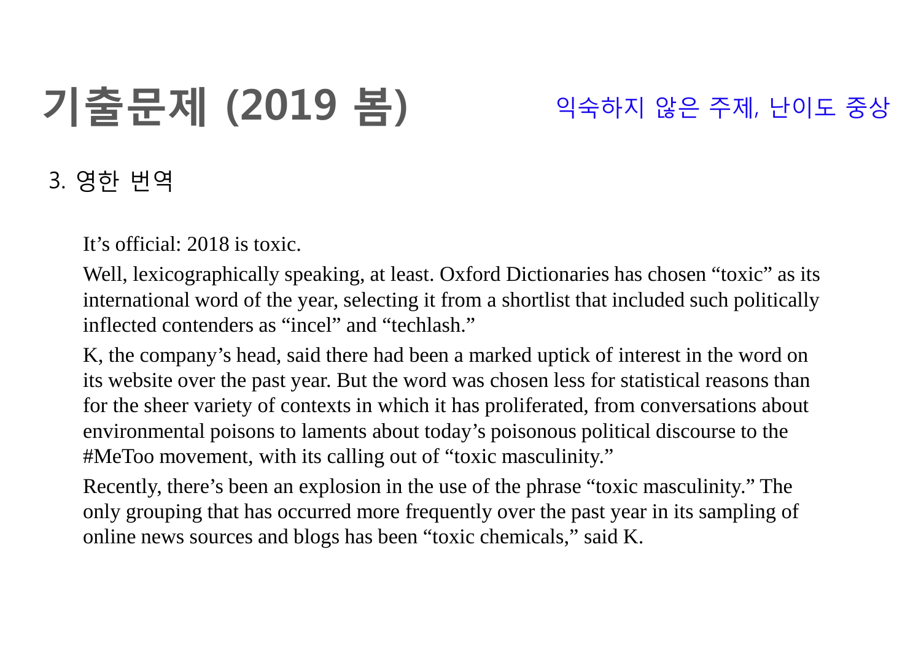# 기출문제 (2019 봄)

익숙하지 않은 주제, 난이도 중상

3. 영한 번역

It's official: 2018 is toxic.

Well, lexicographically speaking, at least. Oxford Dictionaries has chosen "toxic" as its international word of the year, selecting it from a shortlist that included such politically inflected contenders as "incel" and "techlash."

K, the company's head, said there had been a marked uptick of interest in the word on its website over the past year. But the word was chosen less for statistical reasons than for the sheer variety of contexts in which it has proliferated, from conversations about environmental poisons to laments about today's poisonous political discourse to the #MeToo movement, with its calling out of "toxic masculinity."

Recently, there's been an explosion in the use of the phrase "toxic masculinity." The only grouping that has occurred more frequently over the past year in its sampling of online news sources and blogs has been "toxic chemicals," said K.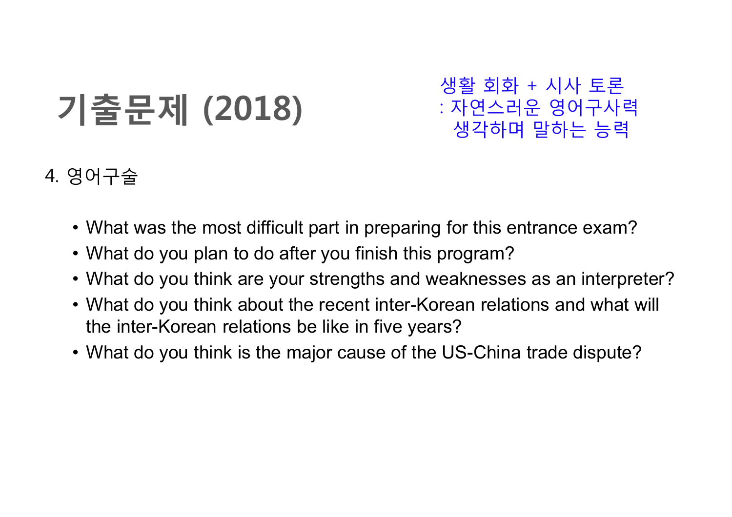# 기출문제 (2018)

생활 회화 + 시사 토론
: 자연스러운 영어구사력
생각하며 말하는 능력

4. 영어구술

- What was the most difficult part in preparing for this entrance exam?
- What do you plan to do after you finish this program?
- What do you think are your strengths and weaknesses as an interpreter?
- What do you think about the recent inter-Korean relations and what will the inter-Korean relations be like in five years?
- What do you think is the major cause of the US-China trade dispute?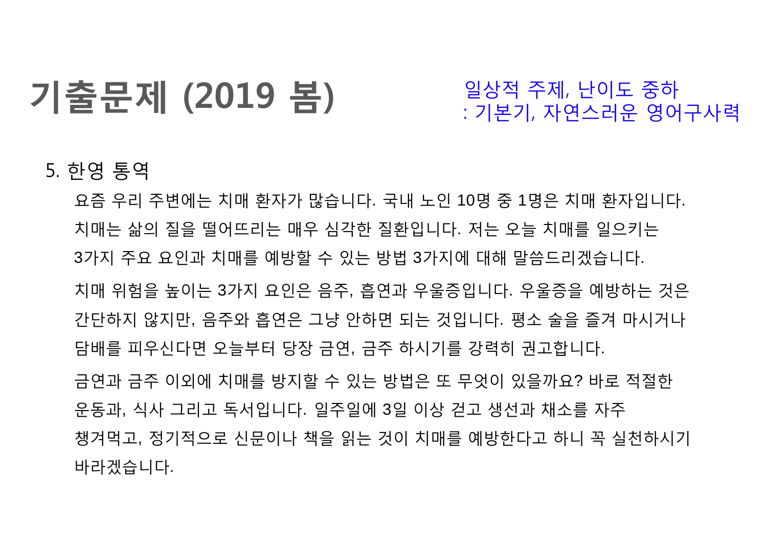# 기출문제 (2019 봄)

일상적 주제, 난이도 중하
: 기본기, 자연스러운 영어구사력

5. 한영 통역

요즘 우리 주변에는 치매 환자가 많습니다. 국내 노인 10명 중 1명은 치매 환자입니다. 치매는 삶의 질을 떨어뜨리는 매우 심각한 질환입니다. 저는 오늘 치매를 일으키는 3가지 주요 요인과 치매를 예방할 수 있는 방법 3가지에 대해 말씀드리겠습니다.

치매 위험을 높이는 3가지 요인은 음주, 흡연과 우울증입니다. 우울증을 예방하는 것은 간단하지 않지만, 음주와 흡연은 그냥 안하면 되는 것입니다. 평소 술을 즐겨 마시거나 담배를 피우신다면 오늘부터 당장 금연, 금주 하시기를 강력히 권고합니다.

금연과 금주 이외에 치매를 방지할 수 있는 방법은 또 무엇이 있을까요? 바로 적절한 운동과, 식사 그리고 독서입니다. 일주일에 3일 이상 걷고 생선과 채소를 자주 챙겨먹고, 정기적으로 신문이나 책을 읽는 것이 치매를 예방한다고 하니 꼭 실천하시기 바라겠습니다.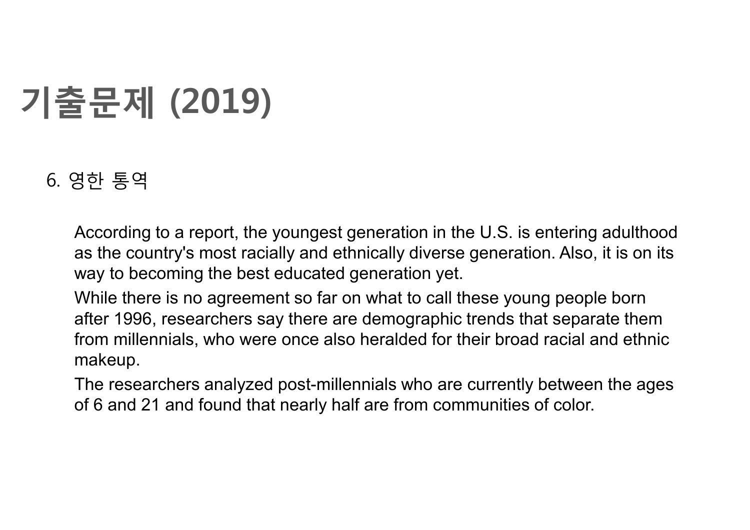# 기출문제 (2019)

6. 영한 통역

According to a report, the youngest generation in the U.S. is entering adulthood as the country's most racially and ethnically diverse generation. Also, it is on its way to becoming the best educated generation yet.

While there is no agreement so far on what to call these young people born after 1996, researchers say there are demographic trends that separate them from millennials, who were once also heralded for their broad racial and ethnic makeup.

The researchers analyzed post-millennials who are currently between the ages of 6 and 21 and found that nearly half are from communities of color.